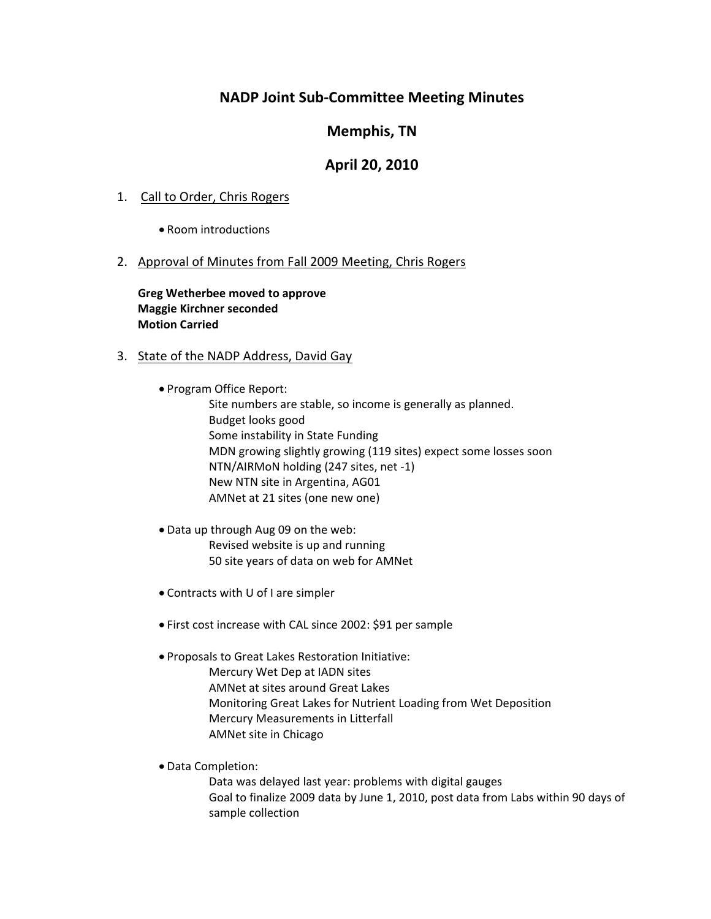# NADP Joint Sub-Committee Meeting Minutes

## Memphis, TN

## April 20, 2010

1. Call to Order, Chris Rogers

   - Room introductions

2. Approval of Minutes from Fall 2009 Meeting, Chris Rogers

   **Greg Wetherbee moved to approve**
   **Maggie Kirchner seconded**
   **Motion Carried**

3. State of the NADP Address, David Gay

   - Program Office Report:
     - Site numbers are stable, so income is generally as planned.
     - Budget looks good
     - Some instability in State Funding
     - MDN growing slightly growing (119 sites) expect some losses soon
     - NTN/AIRMoN holding (247 sites, net -1)
     - New NTN site in Argentina, AG01
     - AMNet at 21 sites (one new one)
   - Data up through Aug 09 on the web:
     - Revised website is up and running
     - 50 site years of data on web for AMNet
   - Contracts with U of I are simpler
   - First cost increase with CAL since 2002: $91 per sample
   - Proposals to Great Lakes Restoration Initiative:
     - Mercury Wet Dep at IADN sites
     - AMNet at sites around Great Lakes
     - Monitoring Great Lakes for Nutrient Loading from Wet Deposition
     - Mercury Measurements in Litterfall
     - AMNet site in Chicago
   - Data Completion:
     - Data was delayed last year: problems with digital gauges
     - Goal to finalize 2009 data by June 1, 2010, post data from Labs within 90 days of sample collection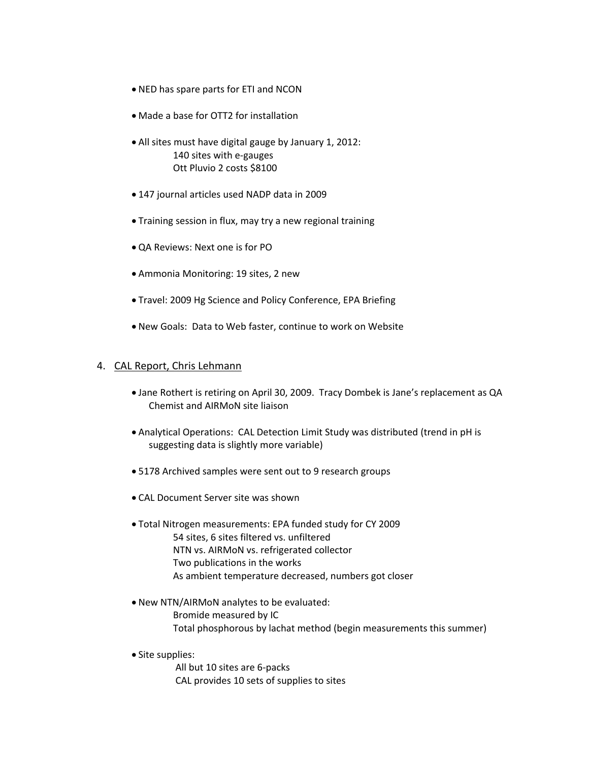- NED has spare parts for ETI and NCON
- Made a base for OTT2 for installation
- All sites must have digital gauge by January 1, 2012:
  - 140 sites with e-gauges
  - Ott Pluvio 2 costs $8100
- 147 journal articles used NADP data in 2009
- Training session in flux, may try a new regional training
- QA Reviews: Next one is for PO
- Ammonia Monitoring: 19 sites, 2 new
- Travel: 2009 Hg Science and Policy Conference, EPA Briefing
- New Goals: Data to Web faster, continue to work on Website

4. <u>CAL Report, Chris Lehmann</u>

- Jane Rothert is retiring on April 30, 2009. Tracy Dombek is Jane's replacement as QA Chemist and AIRMoN site liaison
- Analytical Operations: CAL Detection Limit Study was distributed (trend in pH is suggesting data is slightly more variable)
- 5178 Archived samples were sent out to 9 research groups
- CAL Document Server site was shown
- Total Nitrogen measurements: EPA funded study for CY 2009
  - 54 sites, 6 sites filtered vs. unfiltered
  - NTN vs. AIRMoN vs. refrigerated collector
  - Two publications in the works
  - As ambient temperature decreased, numbers got closer
- New NTN/AIRMoN analytes to be evaluated:
  - Bromide measured by IC
  - Total phosphorous by lachat method (begin measurements this summer)
- Site supplies:
  - All but 10 sites are 6-packs
  - CAL provides 10 sets of supplies to sites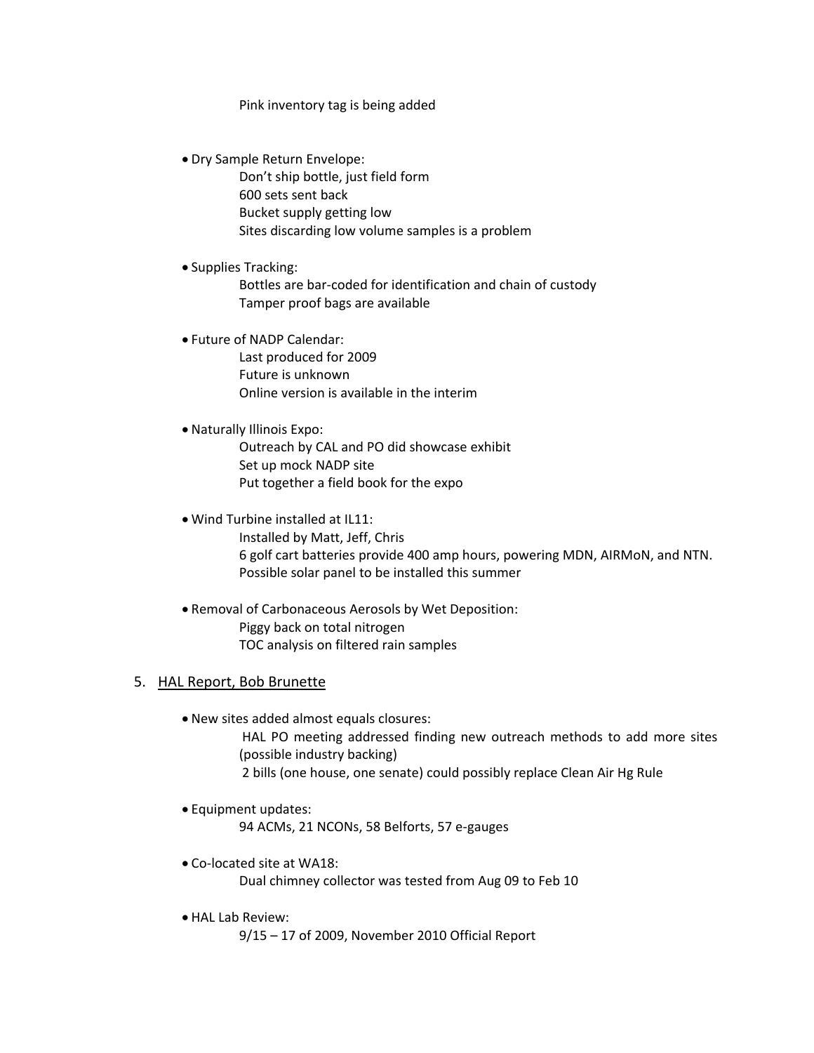Pink inventory tag is being added

- Dry Sample Return Envelope:
  - Don't ship bottle, just field form
  - 600 sets sent back
  - Bucket supply getting low
  - Sites discarding low volume samples is a problem

- Supplies Tracking:
  - Bottles are bar-coded for identification and chain of custody
  - Tamper proof bags are available

- Future of NADP Calendar:
  - Last produced for 2009
  - Future is unknown
  - Online version is available in the interim

- Naturally Illinois Expo:
  - Outreach by CAL and PO did showcase exhibit
  - Set up mock NADP site
  - Put together a field book for the expo

- Wind Turbine installed at IL11:
  - Installed by Matt, Jeff, Chris
  - 6 golf cart batteries provide 400 amp hours, powering MDN, AIRMoN, and NTN.
  - Possible solar panel to be installed this summer

- Removal of Carbonaceous Aerosols by Wet Deposition:
  - Piggy back on total nitrogen
  - TOC analysis on filtered rain samples

5. HAL Report, Bob Brunette

- New sites added almost equals closures:
  - HAL PO meeting addressed finding new outreach methods to add more sites (possible industry backing)
  - 2 bills (one house, one senate) could possibly replace Clean Air Hg Rule

- Equipment updates:
  - 94 ACMs, 21 NCONs, 58 Belforts, 57 e-gauges

- Co-located site at WA18:
  - Dual chimney collector was tested from Aug 09 to Feb 10

- HAL Lab Review:
  - 9/15 – 17 of 2009, November 2010 Official Report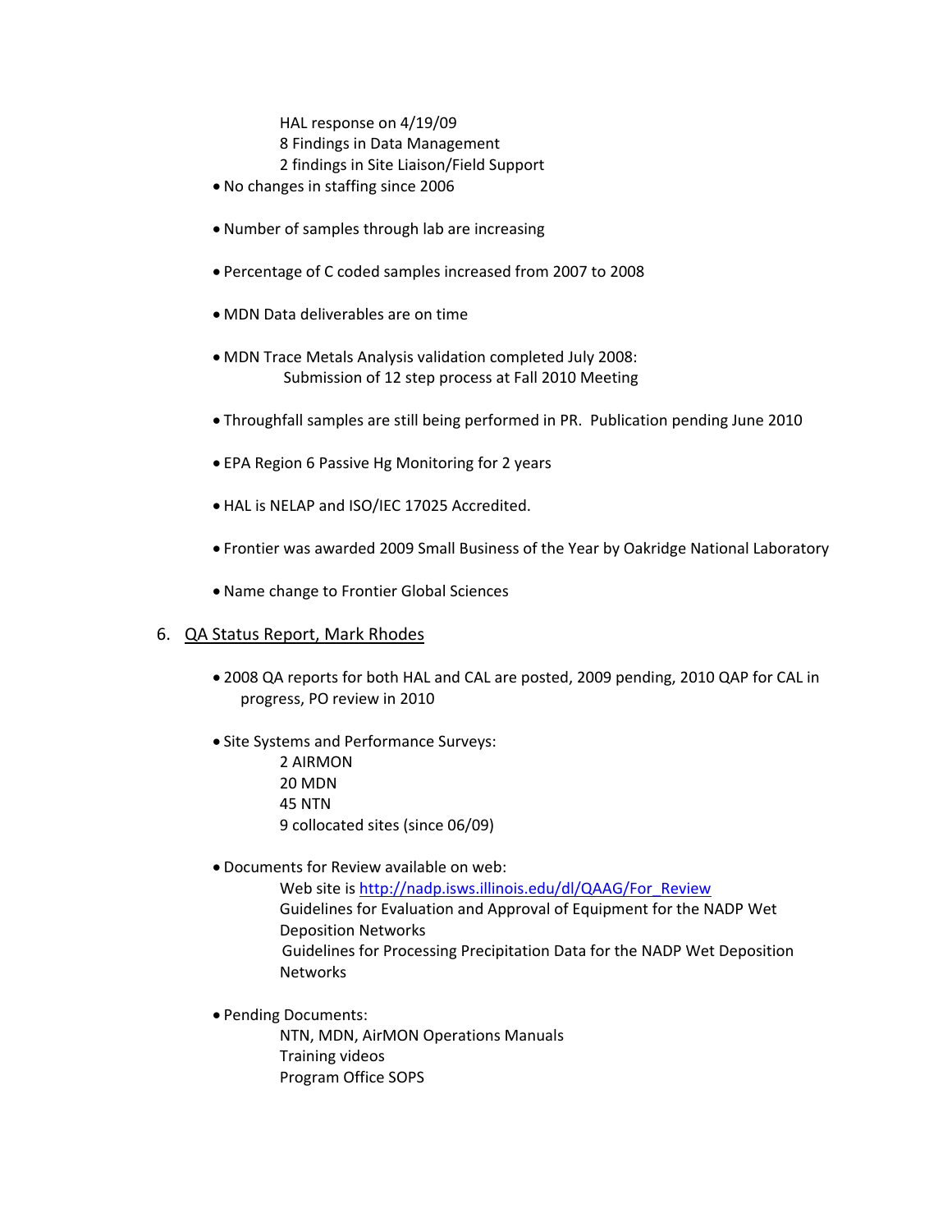HAL response on 4/19/09
8 Findings in Data Management
2 findings in Site Liaison/Field Support

- No changes in staffing since 2006
- Number of samples through lab are increasing
- Percentage of C coded samples increased from 2007 to 2008
- MDN Data deliverables are on time
- MDN Trace Metals Analysis validation completed July 2008:
  Submission of 12 step process at Fall 2010 Meeting
- Throughfall samples are still being performed in PR. Publication pending June 2010
- EPA Region 6 Passive Hg Monitoring for 2 years
- HAL is NELAP and ISO/IEC 17025 Accredited.
- Frontier was awarded 2009 Small Business of the Year by Oakridge National Laboratory
- Name change to Frontier Global Sciences

6. QA Status Report, Mark Rhodes

- 2008 QA reports for both HAL and CAL are posted, 2009 pending, 2010 QAP for CAL in progress, PO review in 2010
- Site Systems and Performance Surveys:
  2 AIRMON
  20 MDN
  45 NTN
  9 collocated sites (since 06/09)
- Documents for Review available on web:
  Web site is http://nadp.isws.illinois.edu/dl/QAAG/For_Review
  Guidelines for Evaluation and Approval of Equipment for the NADP Wet Deposition Networks
  Guidelines for Processing Precipitation Data for the NADP Wet Deposition Networks
- Pending Documents:
  NTN, MDN, AirMON Operations Manuals
  Training videos
  Program Office SOPS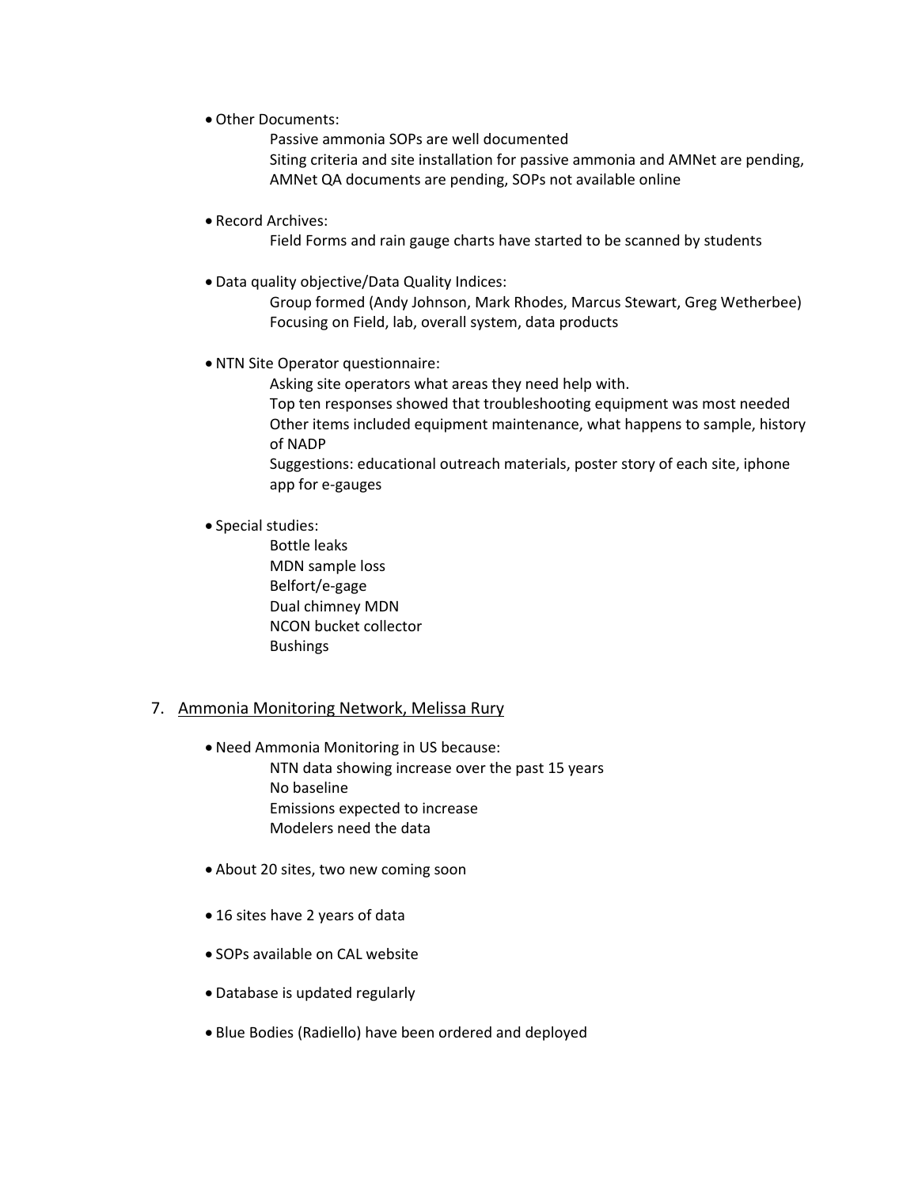- Other Documents:
  - Passive ammonia SOPs are well documented
  - Siting criteria and site installation for passive ammonia and AMNet are pending, AMNet QA documents are pending, SOPs not available online

- Record Archives:
  - Field Forms and rain gauge charts have started to be scanned by students

- Data quality objective/Data Quality Indices:
  - Group formed (Andy Johnson, Mark Rhodes, Marcus Stewart, Greg Wetherbee)
  - Focusing on Field, lab, overall system, data products

- NTN Site Operator questionnaire:
  - Asking site operators what areas they need help with.
  - Top ten responses showed that troubleshooting equipment was most needed
  - Other items included equipment maintenance, what happens to sample, history of NADP
  - Suggestions: educational outreach materials, poster story of each site, iphone app for e-gauges

- Special studies:
  - Bottle leaks
  - MDN sample loss
  - Belfort/e-gage
  - Dual chimney MDN
  - NCON bucket collector
  - Bushings

7. <u>Ammonia Monitoring Network, Melissa Rury</u>

- Need Ammonia Monitoring in US because:
  - NTN data showing increase over the past 15 years
  - No baseline
  - Emissions expected to increase
  - Modelers need the data

- About 20 sites, two new coming soon

- 16 sites have 2 years of data

- SOPs available on CAL website

- Database is updated regularly

- Blue Bodies (Radiello) have been ordered and deployed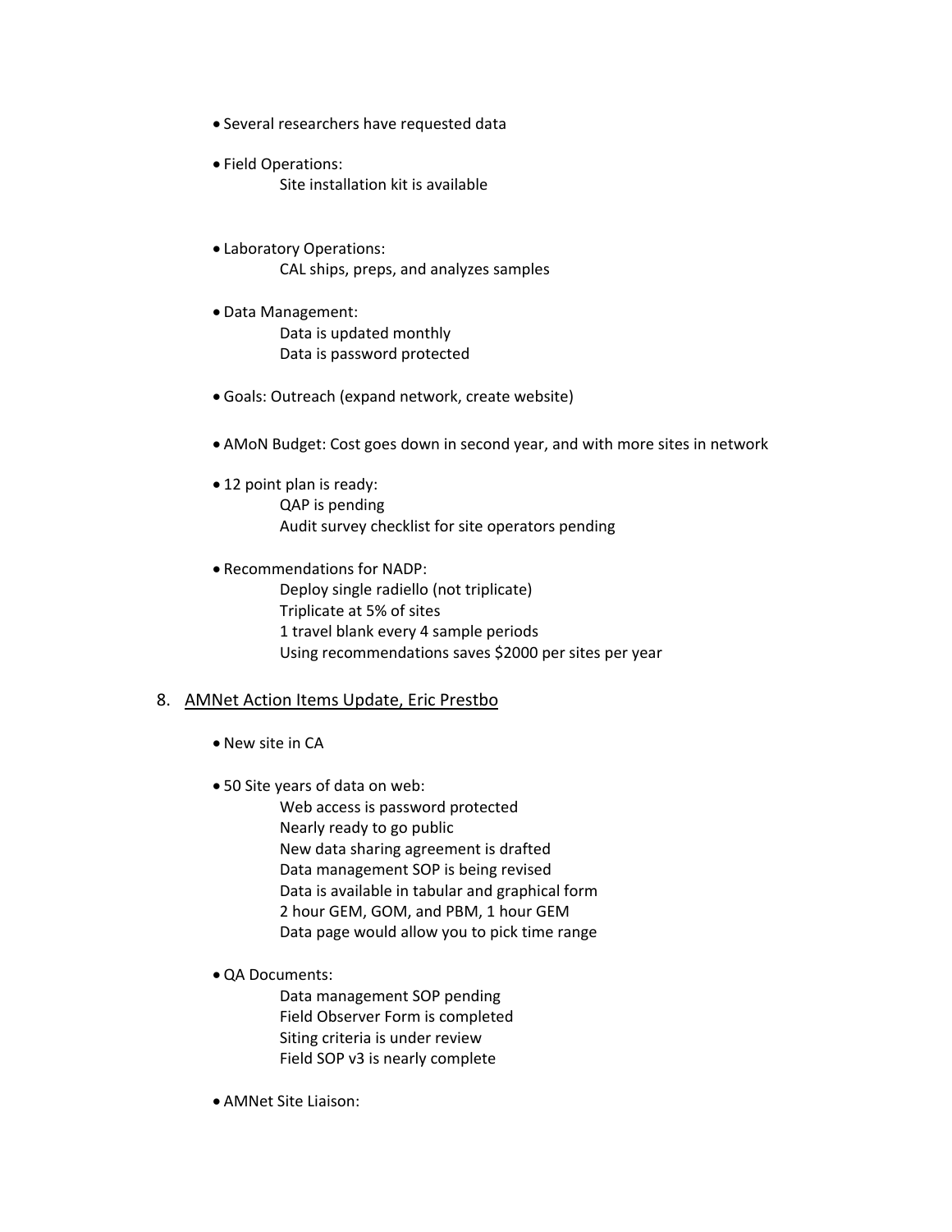- Several researchers have requested data

- Field Operations:
  - Site installation kit is available

- Laboratory Operations:
  - CAL ships, preps, and analyzes samples

- Data Management:
  - Data is updated monthly
  - Data is password protected

- Goals: Outreach (expand network, create website)

- AMoN Budget: Cost goes down in second year, and with more sites in network

- 12 point plan is ready:
  - QAP is pending
  - Audit survey checklist for site operators pending

- Recommendations for NADP:
  - Deploy single radiello (not triplicate)
  - Triplicate at 5% of sites
  - 1 travel blank every 4 sample periods
  - Using recommendations saves $2000 per sites per year

8. <u>AMNet Action Items Update, Eric Prestbo</u>

- New site in CA

- 50 Site years of data on web:
  - Web access is password protected
  - Nearly ready to go public
  - New data sharing agreement is drafted
  - Data management SOP is being revised
  - Data is available in tabular and graphical form
  - 2 hour GEM, GOM, and PBM, 1 hour GEM
  - Data page would allow you to pick time range

- QA Documents:
  - Data management SOP pending
  - Field Observer Form is completed
  - Siting criteria is under review
  - Field SOP v3 is nearly complete

- AMNet Site Liaison: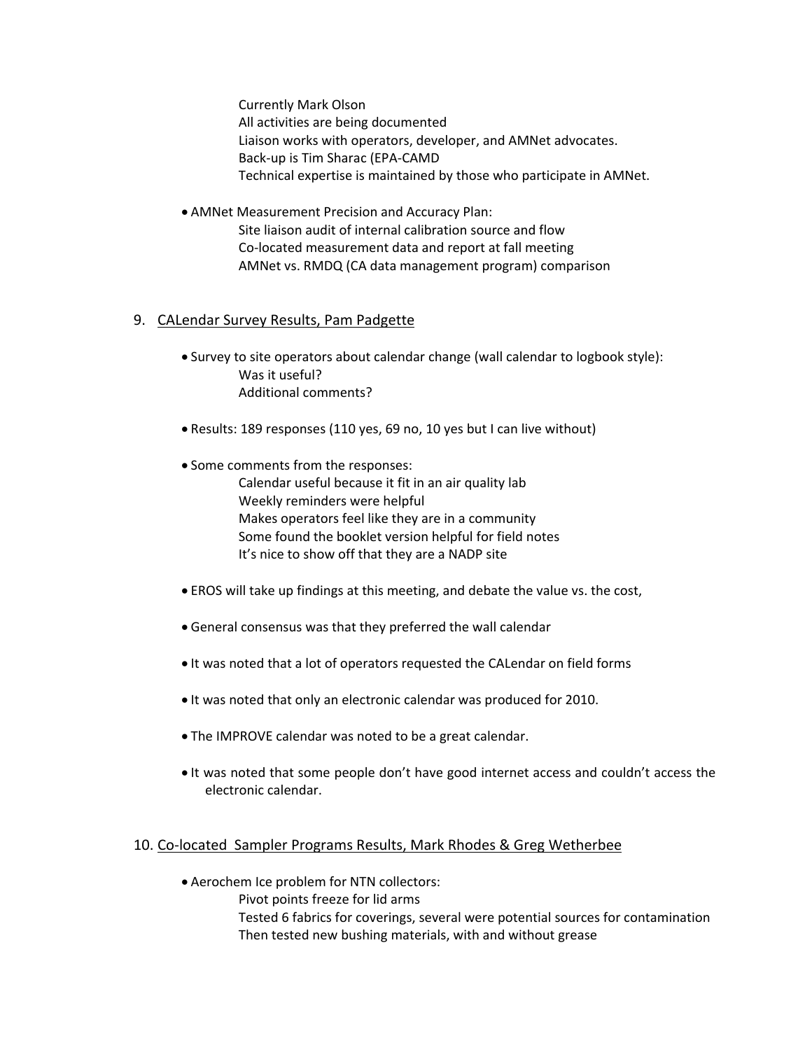Currently Mark Olson
All activities are being documented
Liaison works with operators, developer, and AMNet advocates.
Back-up is Tim Sharac (EPA-CAMD
Technical expertise is maintained by those who participate in AMNet.

- AMNet Measurement Precision and Accuracy Plan:
  - Site liaison audit of internal calibration source and flow
  - Co-located measurement data and report at fall meeting
  - AMNet vs. RMDQ (CA data management program) comparison

## 9. CALendar Survey Results, Pam Padgette

- Survey to site operators about calendar change (wall calendar to logbook style):
  - Was it useful?
  - Additional comments?
- Results: 189 responses (110 yes, 69 no, 10 yes but I can live without)
- Some comments from the responses:
  - Calendar useful because it fit in an air quality lab
  - Weekly reminders were helpful
  - Makes operators feel like they are in a community
  - Some found the booklet version helpful for field notes
  - It's nice to show off that they are a NADP site
- EROS will take up findings at this meeting, and debate the value vs. the cost,
- General consensus was that they preferred the wall calendar
- It was noted that a lot of operators requested the CALendar on field forms
- It was noted that only an electronic calendar was produced for 2010.
- The IMPROVE calendar was noted to be a great calendar.
- It was noted that some people don't have good internet access and couldn't access the electronic calendar.

## 10. Co-located Sampler Programs Results, Mark Rhodes & Greg Wetherbee

- Aerochem Ice problem for NTN collectors:
  - Pivot points freeze for lid arms
  - Tested 6 fabrics for coverings, several were potential sources for contamination
  - Then tested new bushing materials, with and without grease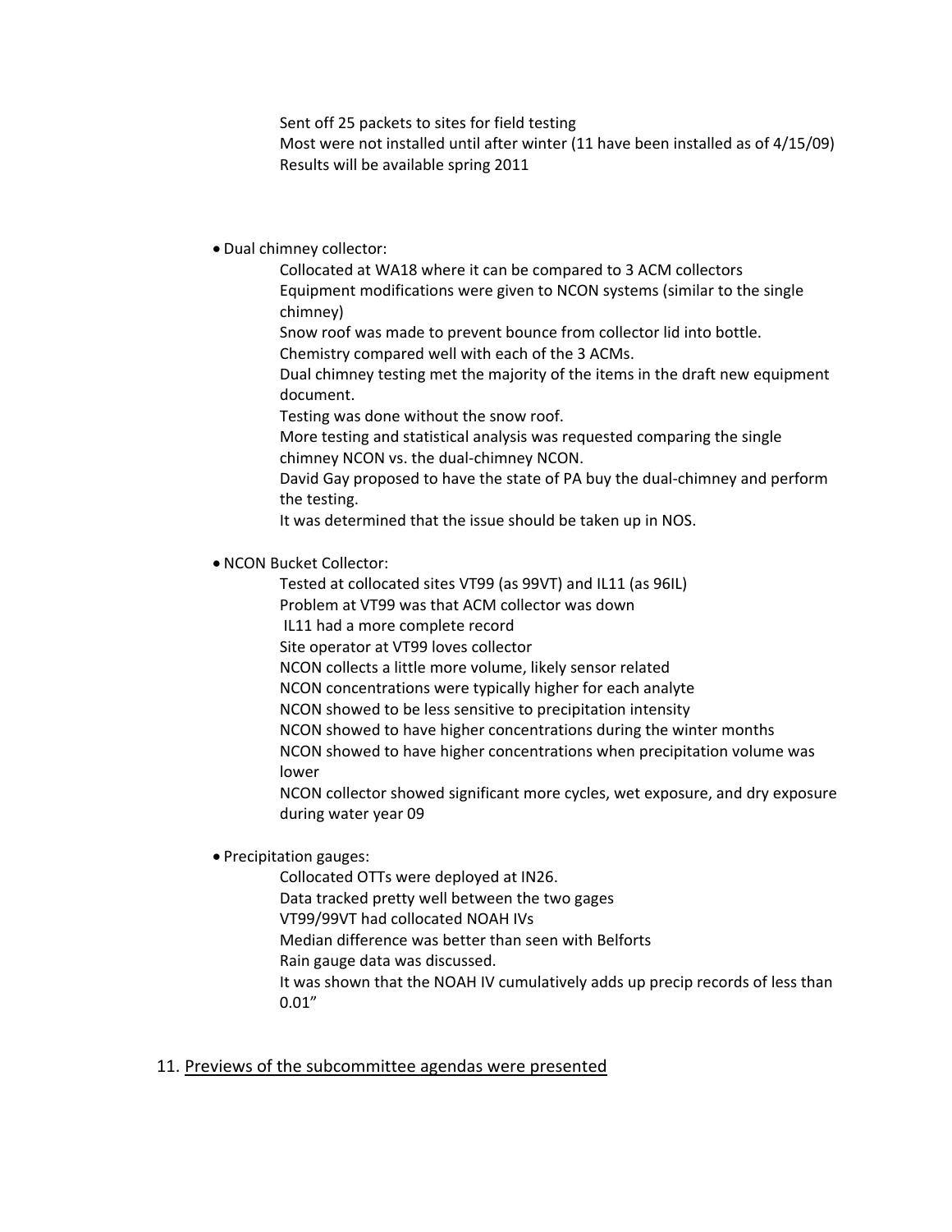Sent off 25 packets to sites for field testing
Most were not installed until after winter (11 have been installed as of 4/15/09)
Results will be available spring 2011

- Dual chimney collector:

    Collocated at WA18 where it can be compared to 3 ACM collectors
    Equipment modifications were given to NCON systems (similar to the single chimney)
    Snow roof was made to prevent bounce from collector lid into bottle.
    Chemistry compared well with each of the 3 ACMs.
    Dual chimney testing met the majority of the items in the draft new equipment document.
    Testing was done without the snow roof.
    More testing and statistical analysis was requested comparing the single chimney NCON vs. the dual-chimney NCON.
    David Gay proposed to have the state of PA buy the dual-chimney and perform the testing.
    It was determined that the issue should be taken up in NOS.

- NCON Bucket Collector:

    Tested at collocated sites VT99 (as 99VT) and IL11 (as 96IL)
    Problem at VT99 was that ACM collector was down
    IL11 had a more complete record
    Site operator at VT99 loves collector
    NCON collects a little more volume, likely sensor related
    NCON concentrations were typically higher for each analyte
    NCON showed to be less sensitive to precipitation intensity
    NCON showed to have higher concentrations during the winter months
    NCON showed to have higher concentrations when precipitation volume was lower
    NCON collector showed significant more cycles, wet exposure, and dry exposure during water year 09

- Precipitation gauges:

    Collocated OTTs were deployed at IN26.
    Data tracked pretty well between the two gages
    VT99/99VT had collocated NOAH IVs
    Median difference was better than seen with Belforts
    Rain gauge data was discussed.
    It was shown that the NOAH IV cumulatively adds up precip records of less than 0.01"

11. <u>Previews of the subcommittee agendas were presented</u>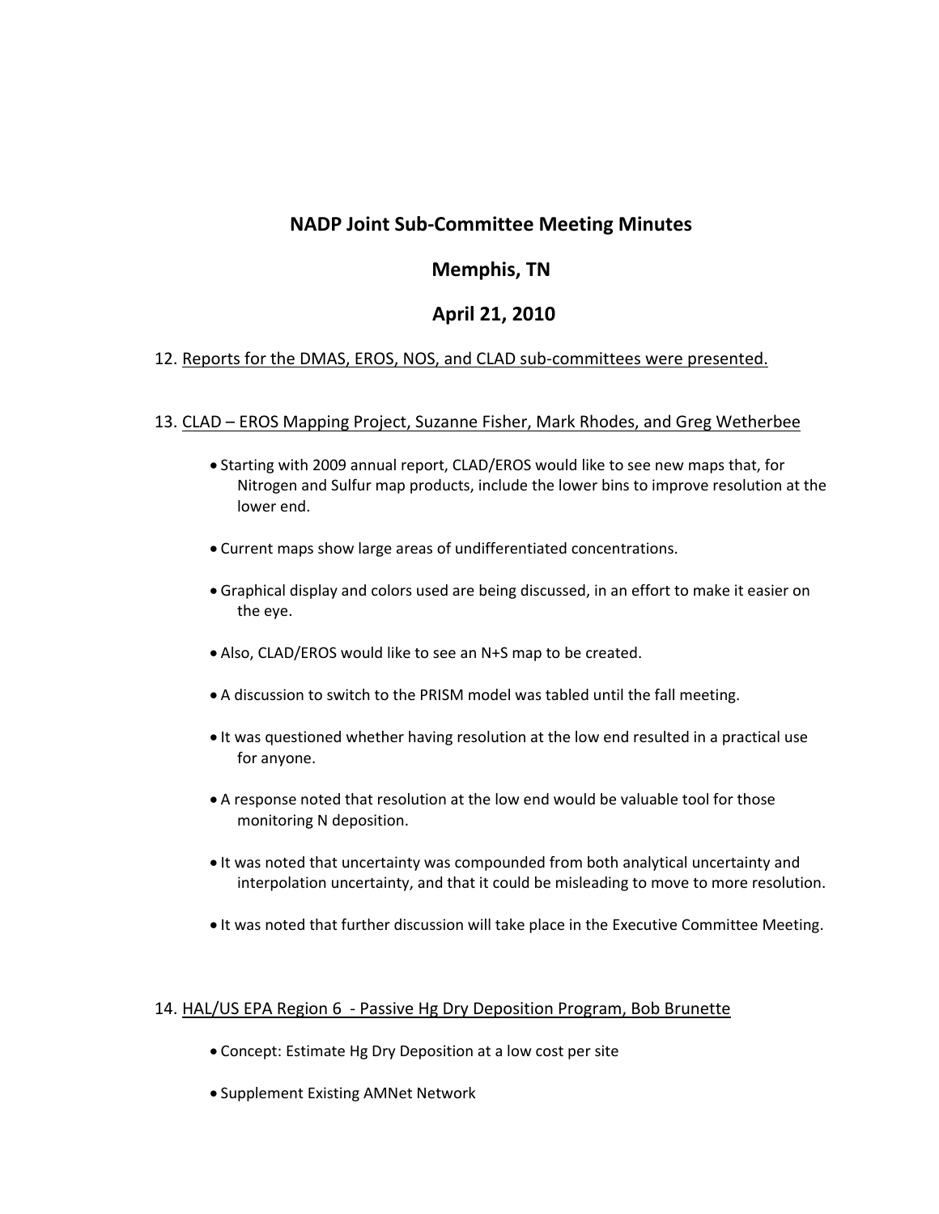# NADP Joint Sub-Committee Meeting Minutes

## Memphis, TN

## April 21, 2010

12. Reports for the DMAS, EROS, NOS, and CLAD sub-committees were presented.

13. CLAD – EROS Mapping Project, Suzanne Fisher, Mark Rhodes, and Greg Wetherbee

- Starting with 2009 annual report, CLAD/EROS would like to see new maps that, for Nitrogen and Sulfur map products, include the lower bins to improve resolution at the lower end.
- Current maps show large areas of undifferentiated concentrations.
- Graphical display and colors used are being discussed, in an effort to make it easier on the eye.
- Also, CLAD/EROS would like to see an N+S map to be created.
- A discussion to switch to the PRISM model was tabled until the fall meeting.
- It was questioned whether having resolution at the low end resulted in a practical use for anyone.
- A response noted that resolution at the low end would be valuable tool for those monitoring N deposition.
- It was noted that uncertainty was compounded from both analytical uncertainty and interpolation uncertainty, and that it could be misleading to move to more resolution.
- It was noted that further discussion will take place in the Executive Committee Meeting.

14. HAL/US EPA Region 6 - Passive Hg Dry Deposition Program, Bob Brunette

- Concept: Estimate Hg Dry Deposition at a low cost per site
- Supplement Existing AMNet Network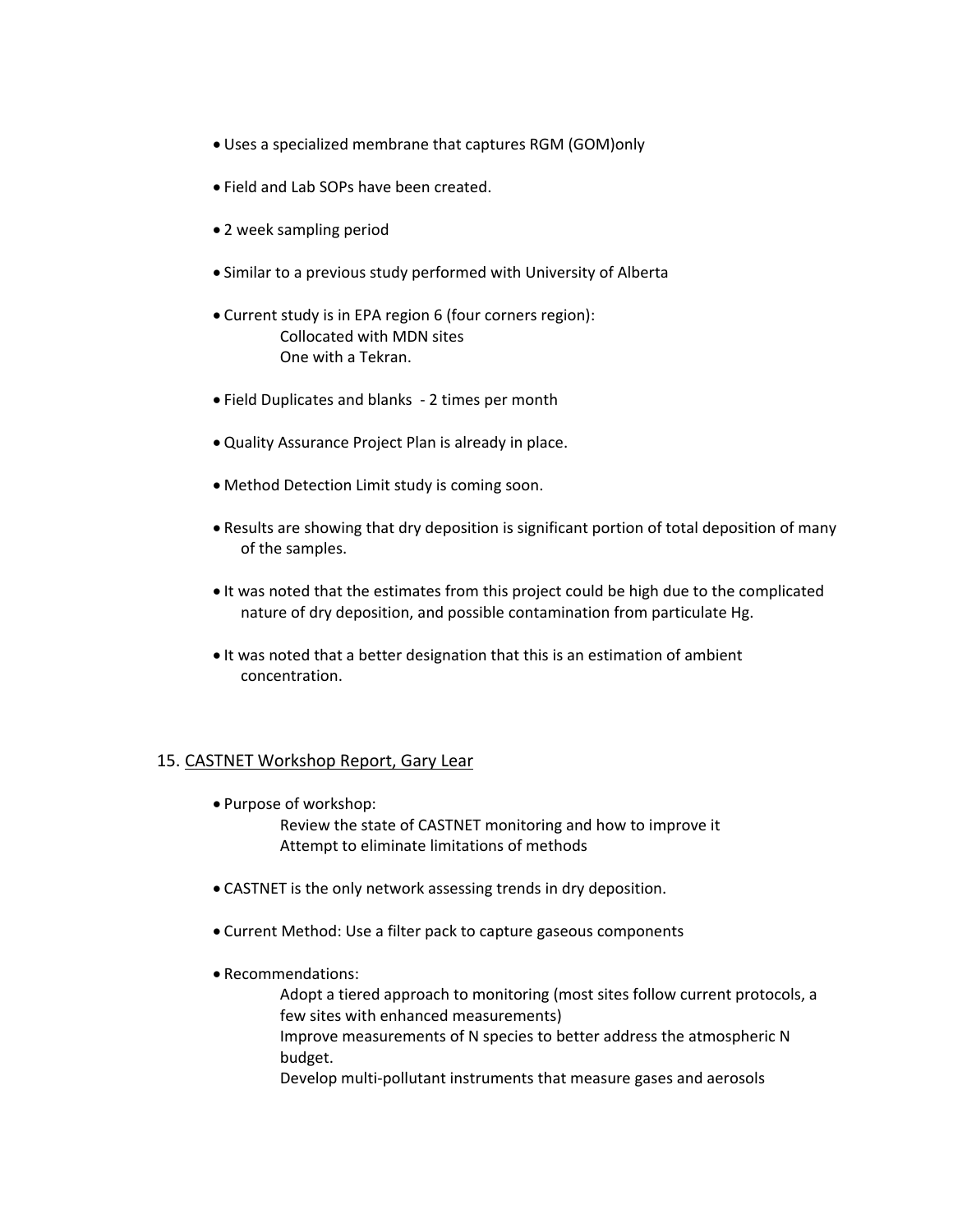- Uses a specialized membrane that captures RGM (GOM)only
- Field and Lab SOPs have been created.
- 2 week sampling period
- Similar to a previous study performed with University of Alberta
- Current study is in EPA region 6 (four corners region):
  - Collocated with MDN sites
  - One with a Tekran.
- Field Duplicates and blanks - 2 times per month
- Quality Assurance Project Plan is already in place.
- Method Detection Limit study is coming soon.
- Results are showing that dry deposition is significant portion of total deposition of many of the samples.
- It was noted that the estimates from this project could be high due to the complicated nature of dry deposition, and possible contamination from particulate Hg.
- It was noted that a better designation that this is an estimation of ambient concentration.

## 15. CASTNET Workshop Report, Gary Lear

- Purpose of workshop:
  - Review the state of CASTNET monitoring and how to improve it
  - Attempt to eliminate limitations of methods
- CASTNET is the only network assessing trends in dry deposition.
- Current Method: Use a filter pack to capture gaseous components
- Recommendations:
  - Adopt a tiered approach to monitoring (most sites follow current protocols, a few sites with enhanced measurements)
  - Improve measurements of N species to better address the atmospheric N budget.
  - Develop multi-pollutant instruments that measure gases and aerosols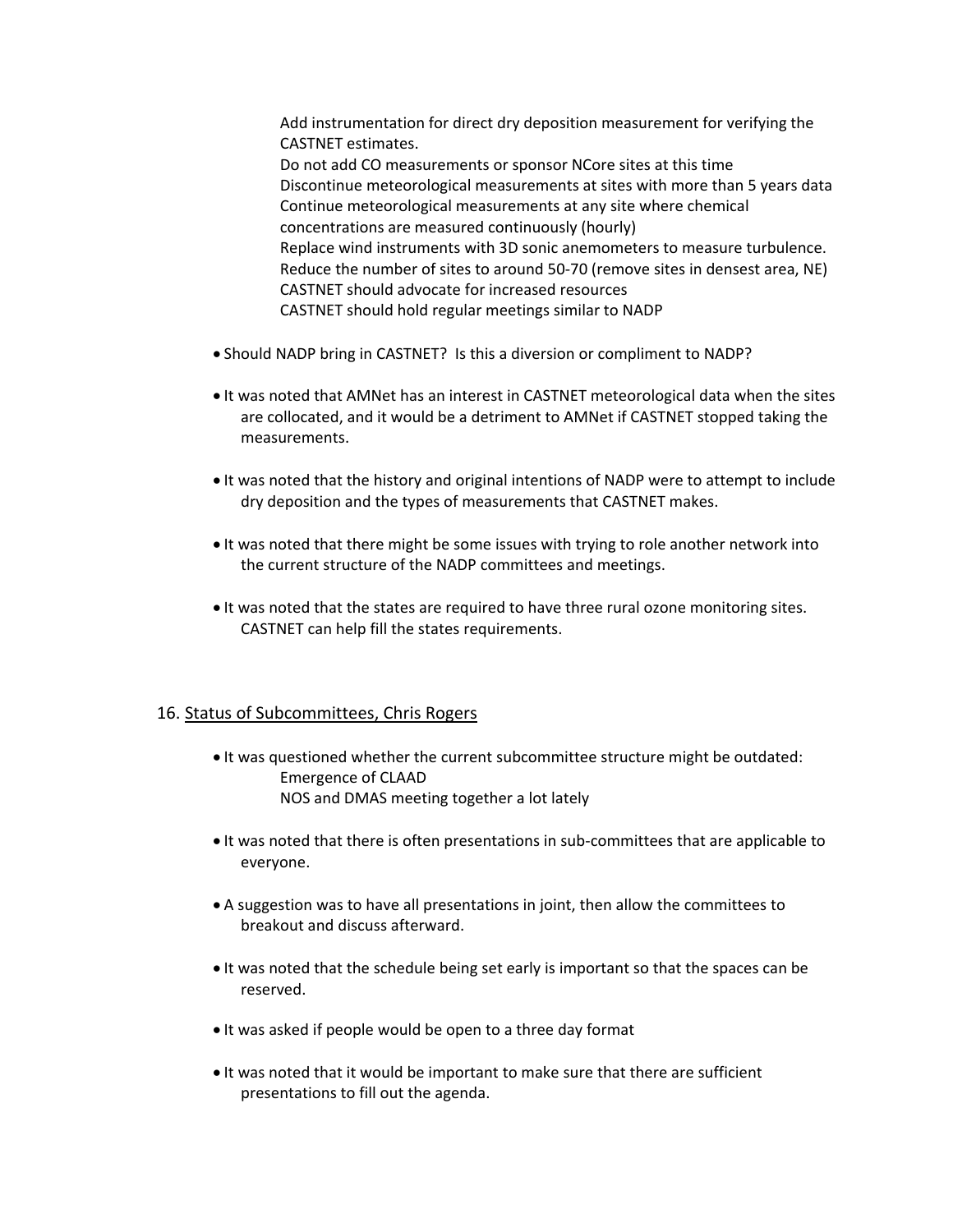Add instrumentation for direct dry deposition measurement for verifying the CASTNET estimates.
Do not add CO measurements or sponsor NCore sites at this time
Discontinue meteorological measurements at sites with more than 5 years data
Continue meteorological measurements at any site where chemical concentrations are measured continuously (hourly)
Replace wind instruments with 3D sonic anemometers to measure turbulence.
Reduce the number of sites to around 50-70 (remove sites in densest area, NE)
CASTNET should advocate for increased resources
CASTNET should hold regular meetings similar to NADP

- Should NADP bring in CASTNET? Is this a diversion or compliment to NADP?
- It was noted that AMNet has an interest in CASTNET meteorological data when the sites are collocated, and it would be a detriment to AMNet if CASTNET stopped taking the measurements.
- It was noted that the history and original intentions of NADP were to attempt to include dry deposition and the types of measurements that CASTNET makes.
- It was noted that there might be some issues with trying to role another network into the current structure of the NADP committees and meetings.
- It was noted that the states are required to have three rural ozone monitoring sites. CASTNET can help fill the states requirements.

16. <u>Status of Subcommittees, Chris Rogers</u>

- It was questioned whether the current subcommittee structure might be outdated:
  Emergence of CLAAD
  NOS and DMAS meeting together a lot lately
- It was noted that there is often presentations in sub-committees that are applicable to everyone.
- A suggestion was to have all presentations in joint, then allow the committees to breakout and discuss afterward.
- It was noted that the schedule being set early is important so that the spaces can be reserved.
- It was asked if people would be open to a three day format
- It was noted that it would be important to make sure that there are sufficient presentations to fill out the agenda.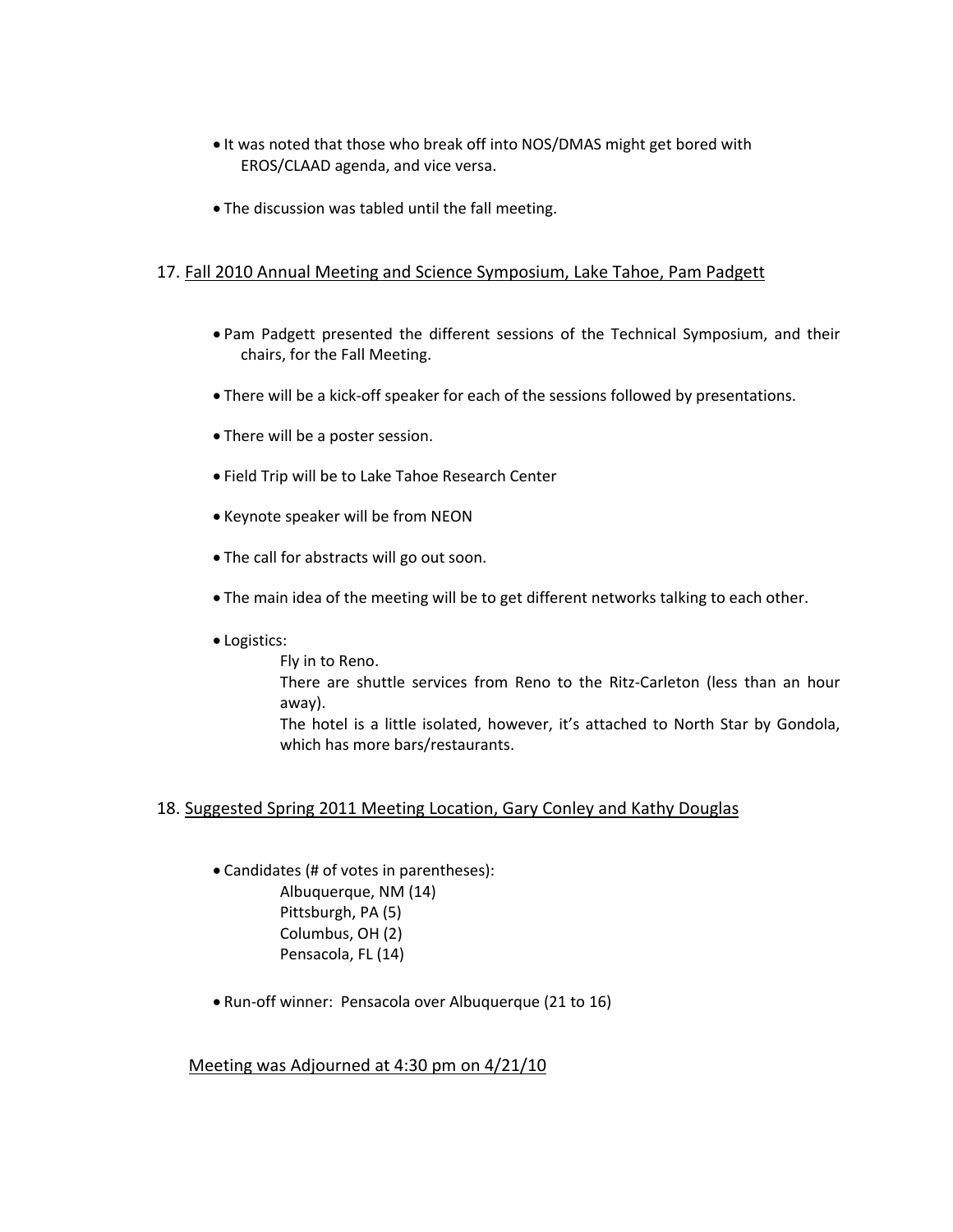- It was noted that those who break off into NOS/DMAS might get bored with EROS/CLAAD agenda, and vice versa.

- The discussion was tabled until the fall meeting.

17. Fall 2010 Annual Meeting and Science Symposium, Lake Tahoe, Pam Padgett

- Pam Padgett presented the different sessions of the Technical Symposium, and their chairs, for the Fall Meeting.

- There will be a kick-off speaker for each of the sessions followed by presentations.

- There will be a poster session.

- Field Trip will be to Lake Tahoe Research Center

- Keynote speaker will be from NEON

- The call for abstracts will go out soon.

- The main idea of the meeting will be to get different networks talking to each other.

- Logistics:

  Fly in to Reno.

  There are shuttle services from Reno to the Ritz-Carleton (less than an hour away).

  The hotel is a little isolated, however, it's attached to North Star by Gondola, which has more bars/restaurants.

18. Suggested Spring 2011 Meeting Location, Gary Conley and Kathy Douglas

- Candidates (# of votes in parentheses):

  Albuquerque, NM (14)
  Pittsburgh, PA (5)
  Columbus, OH (2)
  Pensacola, FL (14)

- Run-off winner: Pensacola over Albuquerque (21 to 16)

Meeting was Adjourned at 4:30 pm on 4/21/10